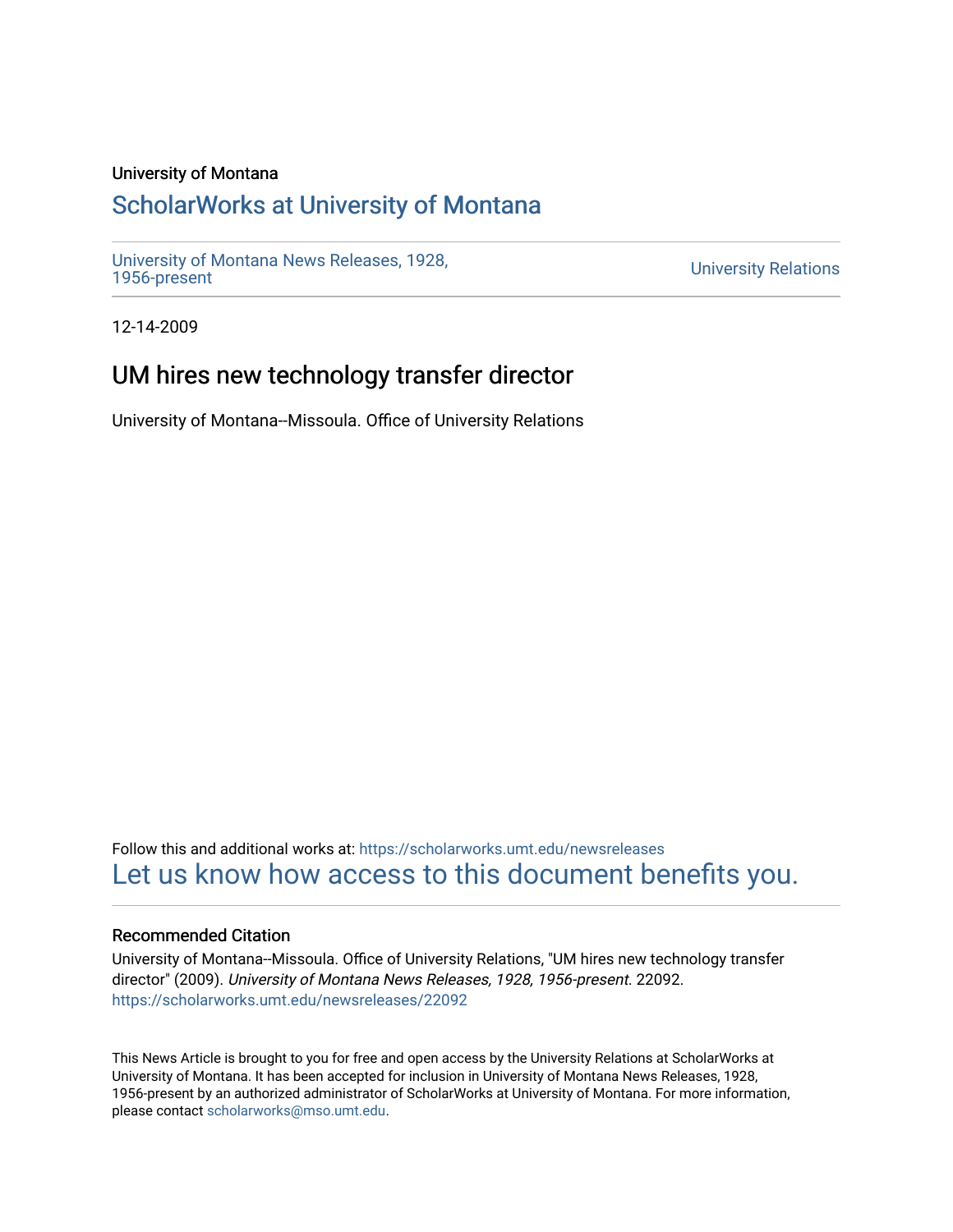University of Montana

# ScholarWorks at University of Montana

University of Montana News Releases, 1928, 1956-present

University Relations

12-14-2009

## UM hires new technology transfer director

University of Montana--Missoula. Office of University Relations

Follow this and additional works at: https://scholarworks.umt.edu/newsreleases

Let us know how access to this document benefits you.

### Recommended Citation

University of Montana--Missoula. Office of University Relations, "UM hires new technology transfer director" (2009). *University of Montana News Releases, 1928, 1956-present*. 22092.
https://scholarworks.umt.edu/newsreleases/22092

This News Article is brought to you for free and open access by the University Relations at ScholarWorks at University of Montana. It has been accepted for inclusion in University of Montana News Releases, 1928, 1956-present by an authorized administrator of ScholarWorks at University of Montana. For more information, please contact scholarworks@mso.umt.edu.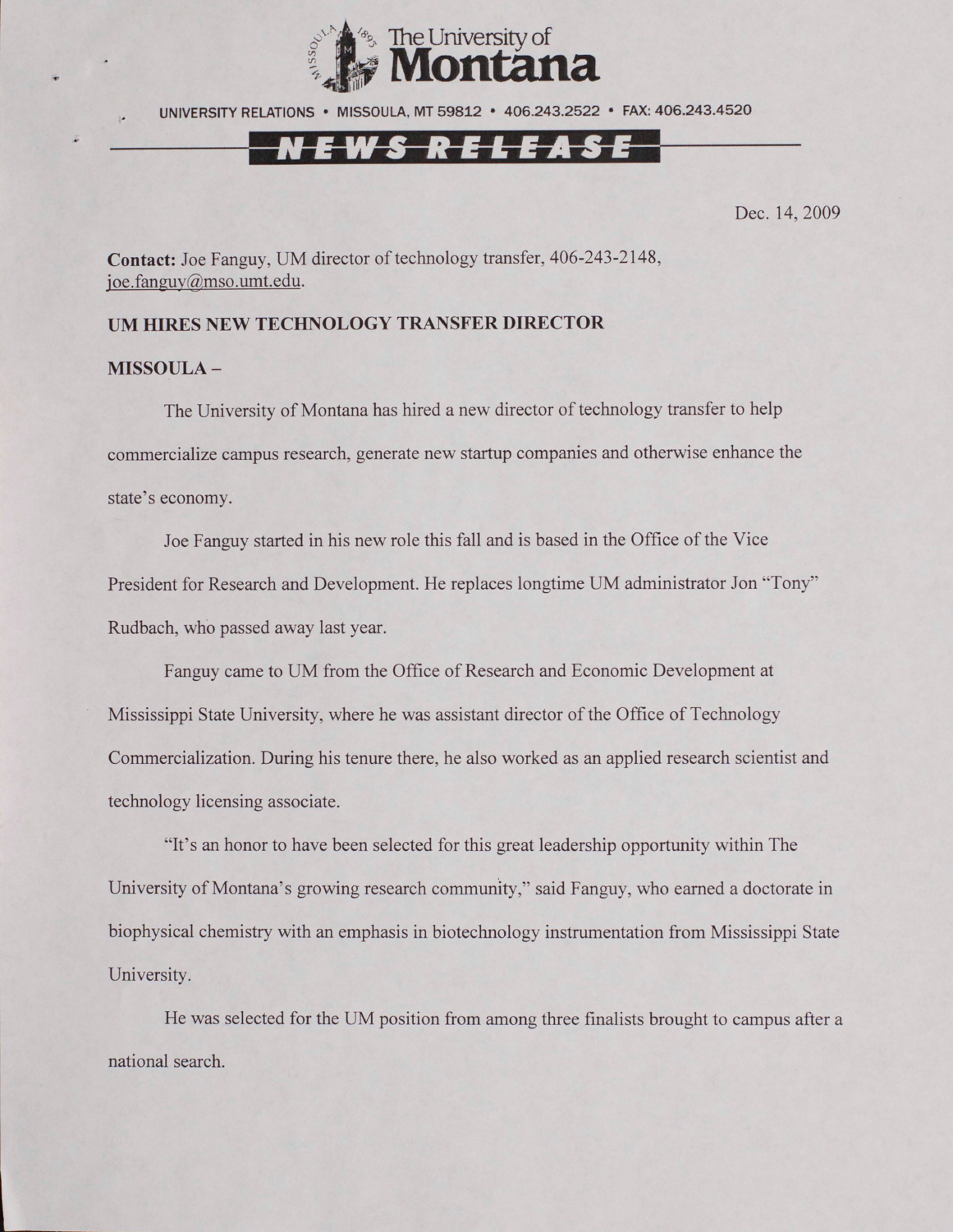The University of Montana

UNIVERSITY RELATIONS • MISSOULA, MT 59812 • 406.243.2522 • FAX: 406.243.4520

**NEWS RELEASE**

Dec. 14, 2009

**Contact:** Joe Fanguy, UM director of technology transfer, 406-243-2148, joe.fanguy@mso.umt.edu.

**UM HIRES NEW TECHNOLOGY TRANSFER DIRECTOR**

**MISSOULA –**

The University of Montana has hired a new director of technology transfer to help commercialize campus research, generate new startup companies and otherwise enhance the state's economy.

Joe Fanguy started in his new role this fall and is based in the Office of the Vice President for Research and Development. He replaces longtime UM administrator Jon "Tony" Rudbach, who passed away last year.

Fanguy came to UM from the Office of Research and Economic Development at Mississippi State University, where he was assistant director of the Office of Technology Commercialization. During his tenure there, he also worked as an applied research scientist and technology licensing associate.

"It's an honor to have been selected for this great leadership opportunity within The University of Montana's growing research community," said Fanguy, who earned a doctorate in biophysical chemistry with an emphasis in biotechnology instrumentation from Mississippi State University.

He was selected for the UM position from among three finalists brought to campus after a national search.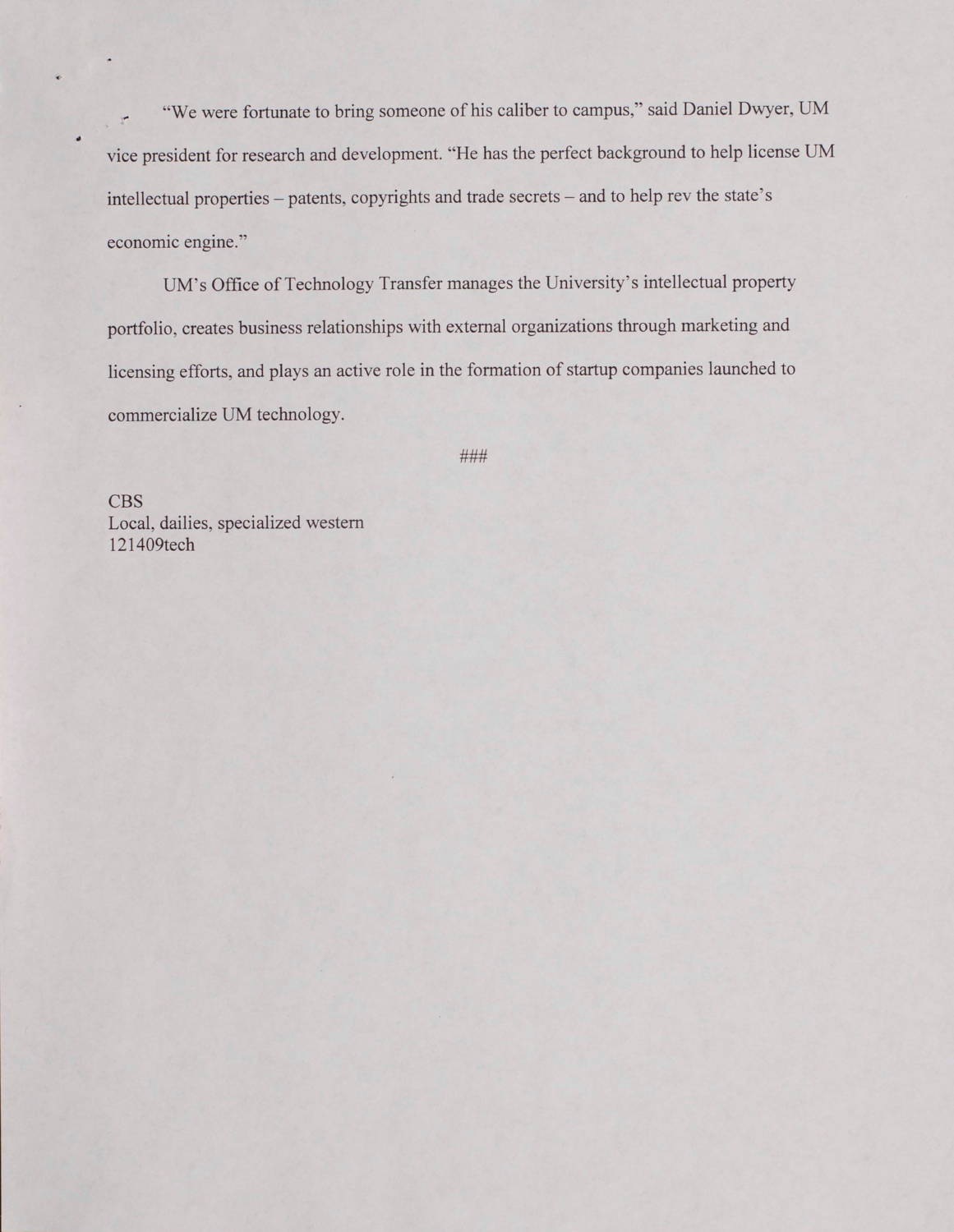"We were fortunate to bring someone of his caliber to campus," said Daniel Dwyer, UM vice president for research and development. "He has the perfect background to help license UM intellectual properties – patents, copyrights and trade secrets – and to help rev the state's economic engine."

UM's Office of Technology Transfer manages the University's intellectual property portfolio, creates business relationships with external organizations through marketing and licensing efforts, and plays an active role in the formation of startup companies launched to commercialize UM technology.

###

CBS
Local, dailies, specialized western
121409tech